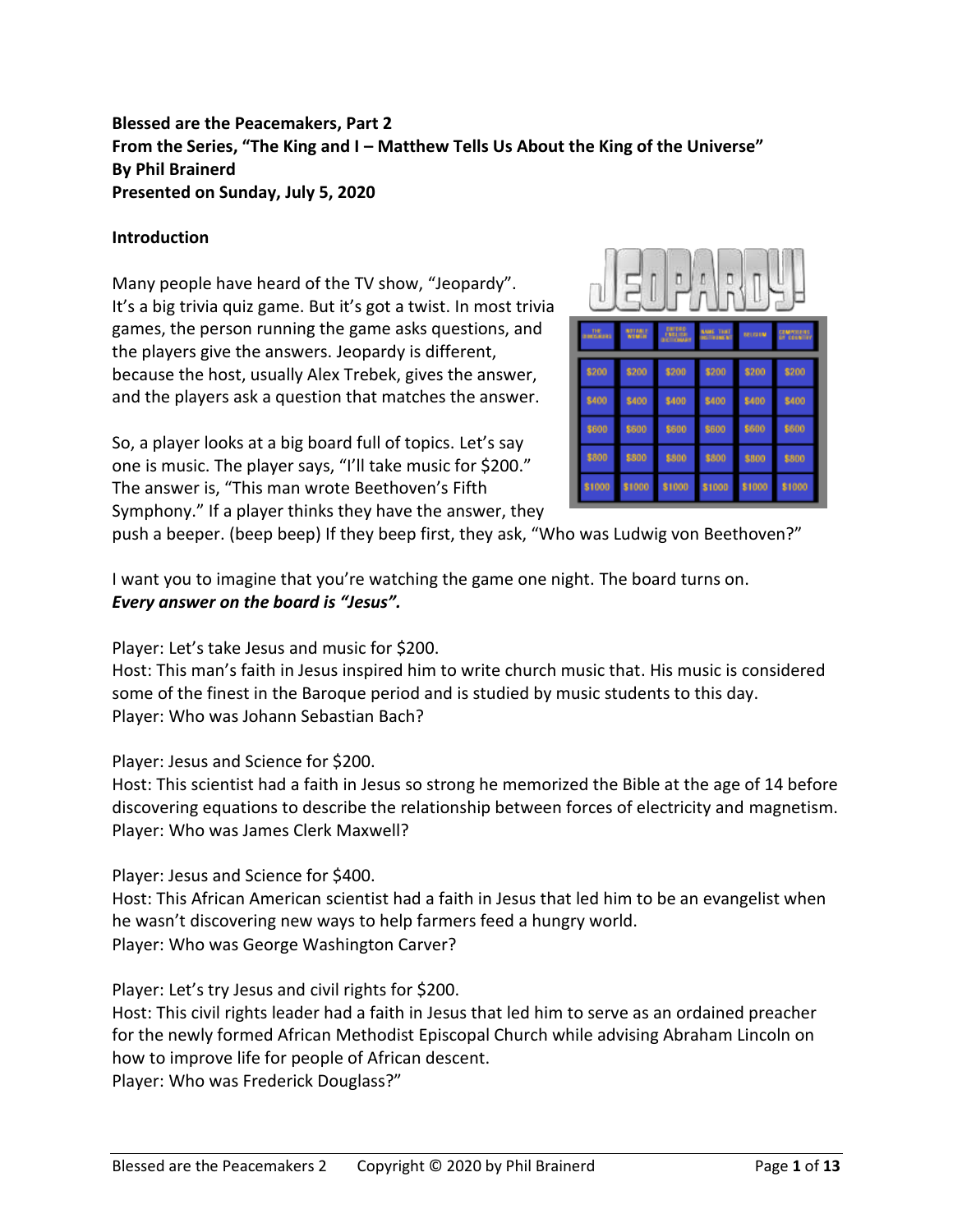**Blessed are the Peacemakers, Part 2**
**From the Series, "The King and I – Matthew Tells Us About the King of the Universe"**
**By Phil Brainerd**
**Presented on Sunday, July 5, 2020**

**Introduction**

Many people have heard of the TV show, "Jeopardy". It's a big trivia quiz game. But it's got a twist. In most trivia games, the person running the game asks questions, and the players give the answers. Jeopardy is different, because the host, usually Alex Trebek, gives the answer, and the players ask a question that matches the answer.

So, a player looks at a big board full of topics. Let's say one is music. The player says, "I'll take music for $200." The answer is, "This man wrote Beethoven's Fifth Symphony." If a player thinks they have the answer, they push a beeper. (beep beep) If they beep first, they ask, "Who was Ludwig von Beethoven?"

I want you to imagine that you're watching the game one night. The board turns on. ***Every answer on the board is "Jesus".***

Player: Let's take Jesus and music for $200.
Host: This man's faith in Jesus inspired him to write church music that. His music is considered some of the finest in the Baroque period and is studied by music students to this day.
Player: Who was Johann Sebastian Bach?

Player: Jesus and Science for $200.
Host: This scientist had a faith in Jesus so strong he memorized the Bible at the age of 14 before discovering equations to describe the relationship between forces of electricity and magnetism.
Player: Who was James Clerk Maxwell?

Player: Jesus and Science for $400.
Host: This African American scientist had a faith in Jesus that led him to be an evangelist when he wasn't discovering new ways to help farmers feed a hungry world.
Player: Who was George Washington Carver?

Player: Let's try Jesus and civil rights for $200.
Host: This civil rights leader had a faith in Jesus that led him to serve as an ordained preacher for the newly formed African Methodist Episcopal Church while advising Abraham Lincoln on how to improve life for people of African descent.
Player: Who was Frederick Douglass?"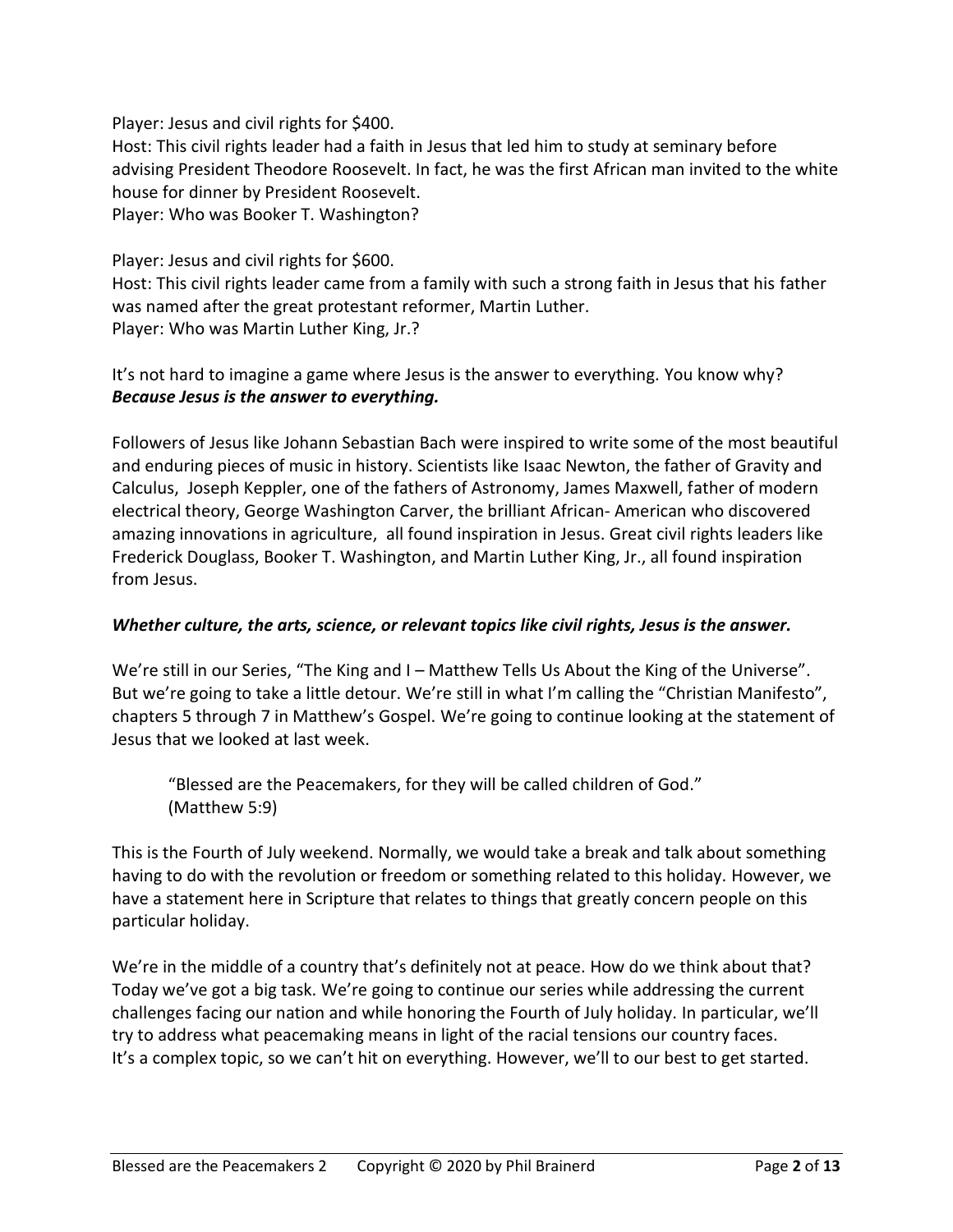Player: Jesus and civil rights for $400.
Host: This civil rights leader had a faith in Jesus that led him to study at seminary before advising President Theodore Roosevelt. In fact, he was the first African man invited to the white house for dinner by President Roosevelt.
Player: Who was Booker T. Washington?

Player: Jesus and civil rights for $600.
Host: This civil rights leader came from a family with such a strong faith in Jesus that his father was named after the great protestant reformer, Martin Luther.
Player: Who was Martin Luther King, Jr.?

It's not hard to imagine a game where Jesus is the answer to everything. You know why? ***Because Jesus is the answer to everything.***

Followers of Jesus like Johann Sebastian Bach were inspired to write some of the most beautiful and enduring pieces of music in history. Scientists like Isaac Newton, the father of Gravity and Calculus, Joseph Keppler, one of the fathers of Astronomy, James Maxwell, father of modern electrical theory, George Washington Carver, the brilliant African- American who discovered amazing innovations in agriculture, all found inspiration in Jesus. Great civil rights leaders like Frederick Douglass, Booker T. Washington, and Martin Luther King, Jr., all found inspiration from Jesus.

***Whether culture, the arts, science, or relevant topics like civil rights, Jesus is the answer.***

We're still in our Series, "The King and I – Matthew Tells Us About the King of the Universe". But we're going to take a little detour. We're still in what I'm calling the "Christian Manifesto", chapters 5 through 7 in Matthew's Gospel. We're going to continue looking at the statement of Jesus that we looked at last week.

> "Blessed are the Peacemakers, for they will be called children of God."
> (Matthew 5:9)

This is the Fourth of July weekend. Normally, we would take a break and talk about something having to do with the revolution or freedom or something related to this holiday. However, we have a statement here in Scripture that relates to things that greatly concern people on this particular holiday.

We're in the middle of a country that's definitely not at peace. How do we think about that? Today we've got a big task. We're going to continue our series while addressing the current challenges facing our nation and while honoring the Fourth of July holiday. In particular, we'll try to address what peacemaking means in light of the racial tensions our country faces. It's a complex topic, so we can't hit on everything. However, we'll to our best to get started.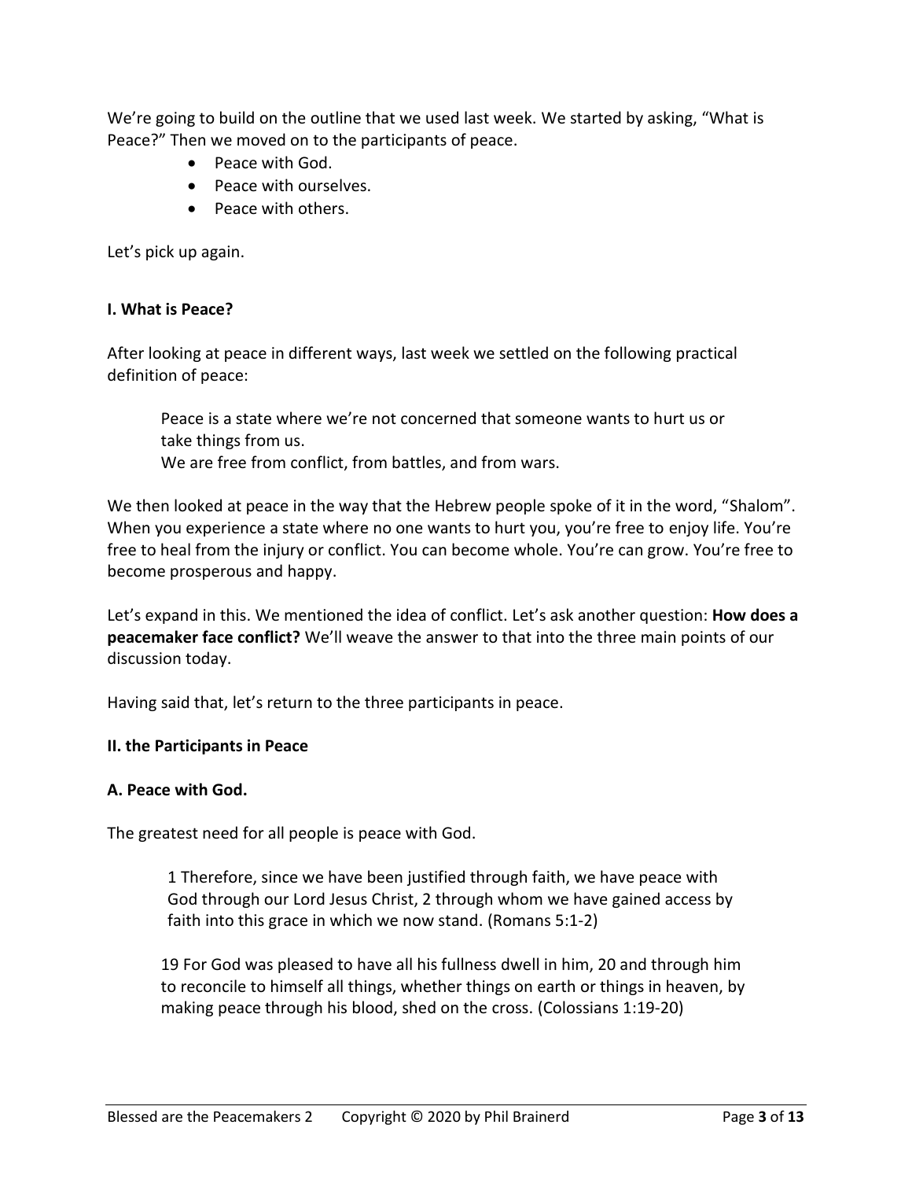We're going to build on the outline that we used last week. We started by asking, "What is Peace?" Then we moved on to the participants of peace.

- Peace with God.
- Peace with ourselves.
- Peace with others.

Let's pick up again.

**I. What is Peace?**

After looking at peace in different ways, last week we settled on the following practical definition of peace:

> Peace is a state where we're not concerned that someone wants to hurt us or take things from us.
> We are free from conflict, from battles, and from wars.

We then looked at peace in the way that the Hebrew people spoke of it in the word, "Shalom". When you experience a state where no one wants to hurt you, you're free to enjoy life. You're free to heal from the injury or conflict. You can become whole. You're can grow. You're free to become prosperous and happy.

Let's expand in this. We mentioned the idea of conflict. Let's ask another question: **How does a peacemaker face conflict?** We'll weave the answer to that into the three main points of our discussion today.

Having said that, let's return to the three participants in peace.

**II. the Participants in Peace**

**A. Peace with God.**

The greatest need for all people is peace with God.

> 1 Therefore, since we have been justified through faith, we have peace with God through our Lord Jesus Christ, 2 through whom we have gained access by faith into this grace in which we now stand. (Romans 5:1-2)

> 19 For God was pleased to have all his fullness dwell in him, 20 and through him to reconcile to himself all things, whether things on earth or things in heaven, by making peace through his blood, shed on the cross. (Colossians 1:19-20)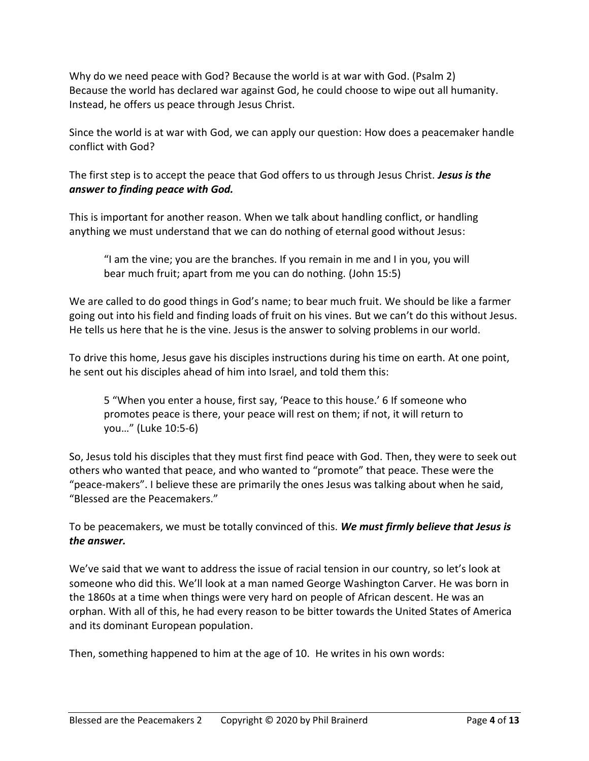Why do we need peace with God? Because the world is at war with God. (Psalm 2) Because the world has declared war against God, he could choose to wipe out all humanity. Instead, he offers us peace through Jesus Christ.

Since the world is at war with God, we can apply our question: How does a peacemaker handle conflict with God?

The first step is to accept the peace that God offers to us through Jesus Christ. ***Jesus is the answer to finding peace with God.***

This is important for another reason. When we talk about handling conflict, or handling anything we must understand that we can do nothing of eternal good without Jesus:

> "I am the vine; you are the branches. If you remain in me and I in you, you will bear much fruit; apart from me you can do nothing. (John 15:5)

We are called to do good things in God's name; to bear much fruit. We should be like a farmer going out into his field and finding loads of fruit on his vines. But we can't do this without Jesus. He tells us here that he is the vine. Jesus is the answer to solving problems in our world.

To drive this home, Jesus gave his disciples instructions during his time on earth. At one point, he sent out his disciples ahead of him into Israel, and told them this:

> 5 "When you enter a house, first say, 'Peace to this house.' 6 If someone who promotes peace is there, your peace will rest on them; if not, it will return to you…" (Luke 10:5-6)

So, Jesus told his disciples that they must first find peace with God. Then, they were to seek out others who wanted that peace, and who wanted to "promote" that peace. These were the "peace-makers". I believe these are primarily the ones Jesus was talking about when he said, "Blessed are the Peacemakers."

To be peacemakers, we must be totally convinced of this. ***We must firmly believe that Jesus is the answer.***

We've said that we want to address the issue of racial tension in our country, so let's look at someone who did this. We'll look at a man named George Washington Carver. He was born in the 1860s at a time when things were very hard on people of African descent. He was an orphan. With all of this, he had every reason to be bitter towards the United States of America and its dominant European population.

Then, something happened to him at the age of 10. He writes in his own words: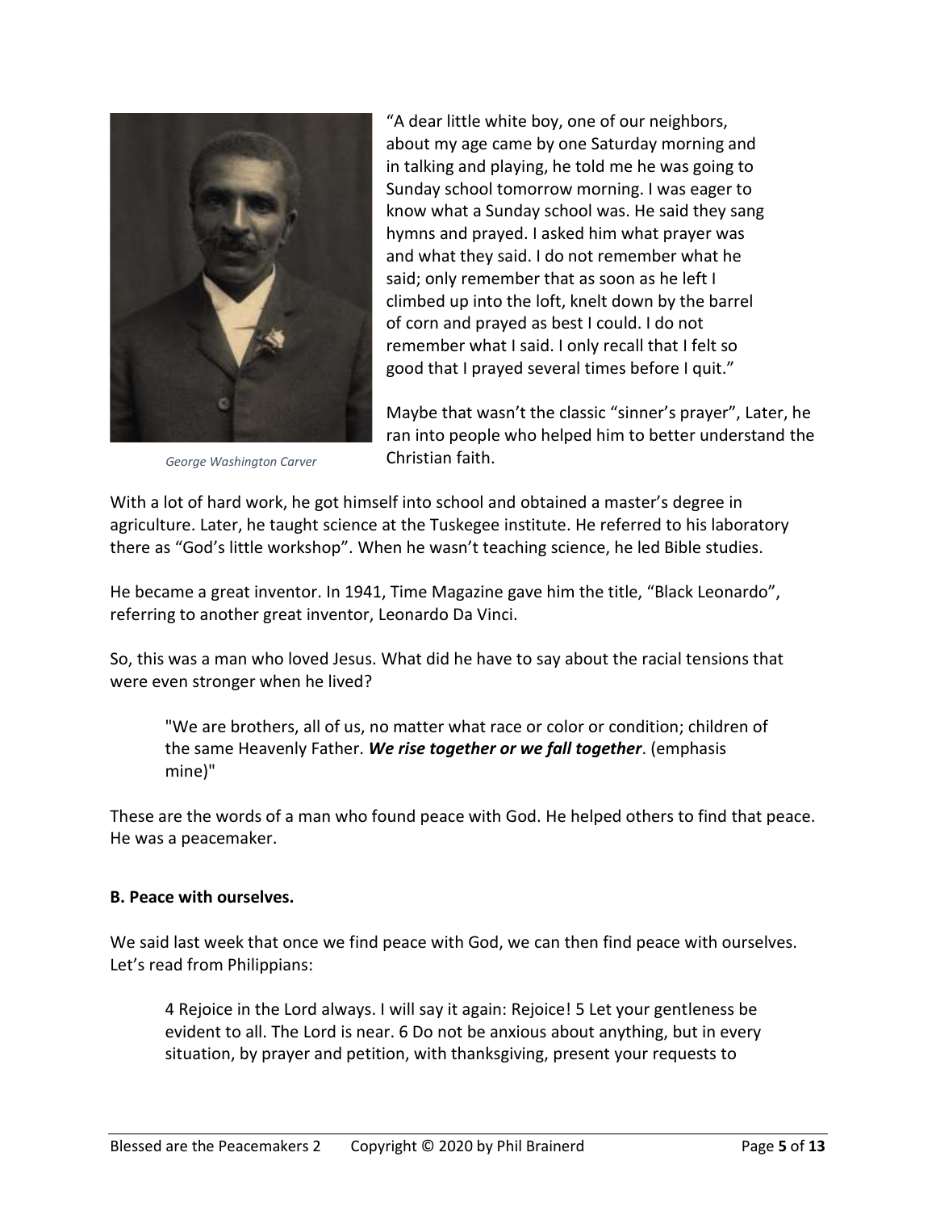George Washington Carver

"A dear little white boy, one of our neighbors, about my age came by one Saturday morning and in talking and playing, he told me he was going to Sunday school tomorrow morning. I was eager to know what a Sunday school was. He said they sang hymns and prayed. I asked him what prayer was and what they said. I do not remember what he said; only remember that as soon as he left I climbed up into the loft, knelt down by the barrel of corn and prayed as best I could. I do not remember what I said. I only recall that I felt so good that I prayed several times before I quit."

Maybe that wasn't the classic "sinner's prayer", Later, he ran into people who helped him to better understand the Christian faith.

With a lot of hard work, he got himself into school and obtained a master's degree in agriculture. Later, he taught science at the Tuskegee institute. He referred to his laboratory there as "God's little workshop". When he wasn't teaching science, he led Bible studies.

He became a great inventor. In 1941, Time Magazine gave him the title, "Black Leonardo", referring to another great inventor, Leonardo Da Vinci.

So, this was a man who loved Jesus. What did he have to say about the racial tensions that were even stronger when he lived?

> "We are brothers, all of us, no matter what race or color or condition; children of the same Heavenly Father. ***We rise together or we fall together***. (emphasis mine)"

These are the words of a man who found peace with God. He helped others to find that peace. He was a peacemaker.

**B. Peace with ourselves.**

We said last week that once we find peace with God, we can then find peace with ourselves. Let's read from Philippians:

> 4 Rejoice in the Lord always. I will say it again: Rejoice! 5 Let your gentleness be evident to all. The Lord is near. 6 Do not be anxious about anything, but in every situation, by prayer and petition, with thanksgiving, present your requests to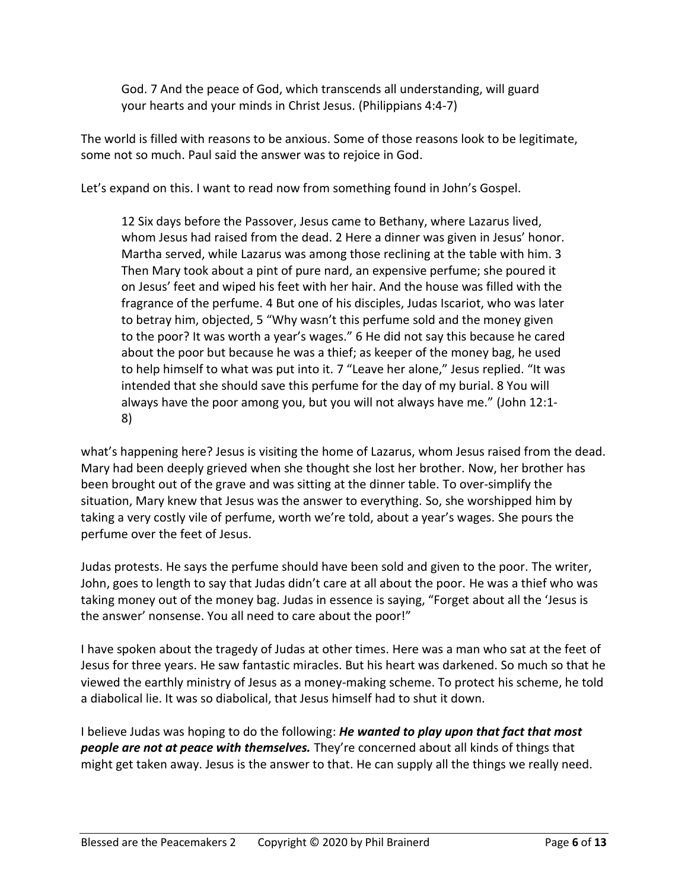> God. 7 And the peace of God, which transcends all understanding, will guard your hearts and your minds in Christ Jesus. (Philippians 4:4-7)

The world is filled with reasons to be anxious. Some of those reasons look to be legitimate, some not so much. Paul said the answer was to rejoice in God.

Let's expand on this. I want to read now from something found in John's Gospel.

> 12 Six days before the Passover, Jesus came to Bethany, where Lazarus lived, whom Jesus had raised from the dead. 2 Here a dinner was given in Jesus' honor. Martha served, while Lazarus was among those reclining at the table with him. 3 Then Mary took about a pint of pure nard, an expensive perfume; she poured it on Jesus' feet and wiped his feet with her hair. And the house was filled with the fragrance of the perfume. 4 But one of his disciples, Judas Iscariot, who was later to betray him, objected, 5 "Why wasn't this perfume sold and the money given to the poor? It was worth a year's wages." 6 He did not say this because he cared about the poor but because he was a thief; as keeper of the money bag, he used to help himself to what was put into it. 7 "Leave her alone," Jesus replied. "It was intended that she should save this perfume for the day of my burial. 8 You will always have the poor among you, but you will not always have me." (John 12:1-8)

what's happening here? Jesus is visiting the home of Lazarus, whom Jesus raised from the dead. Mary had been deeply grieved when she thought she lost her brother. Now, her brother has been brought out of the grave and was sitting at the dinner table. To over-simplify the situation, Mary knew that Jesus was the answer to everything. So, she worshipped him by taking a very costly vile of perfume, worth we're told, about a year's wages. She pours the perfume over the feet of Jesus.

Judas protests. He says the perfume should have been sold and given to the poor. The writer, John, goes to length to say that Judas didn't care at all about the poor. He was a thief who was taking money out of the money bag. Judas in essence is saying, "Forget about all the 'Jesus is the answer' nonsense. You all need to care about the poor!"

I have spoken about the tragedy of Judas at other times. Here was a man who sat at the feet of Jesus for three years. He saw fantastic miracles. But his heart was darkened. So much so that he viewed the earthly ministry of Jesus as a money-making scheme. To protect his scheme, he told a diabolical lie. It was so diabolical, that Jesus himself had to shut it down.

I believe Judas was hoping to do the following: ***He wanted to play upon that fact that most people are not at peace with themselves.*** They're concerned about all kinds of things that might get taken away. Jesus is the answer to that. He can supply all the things we really need.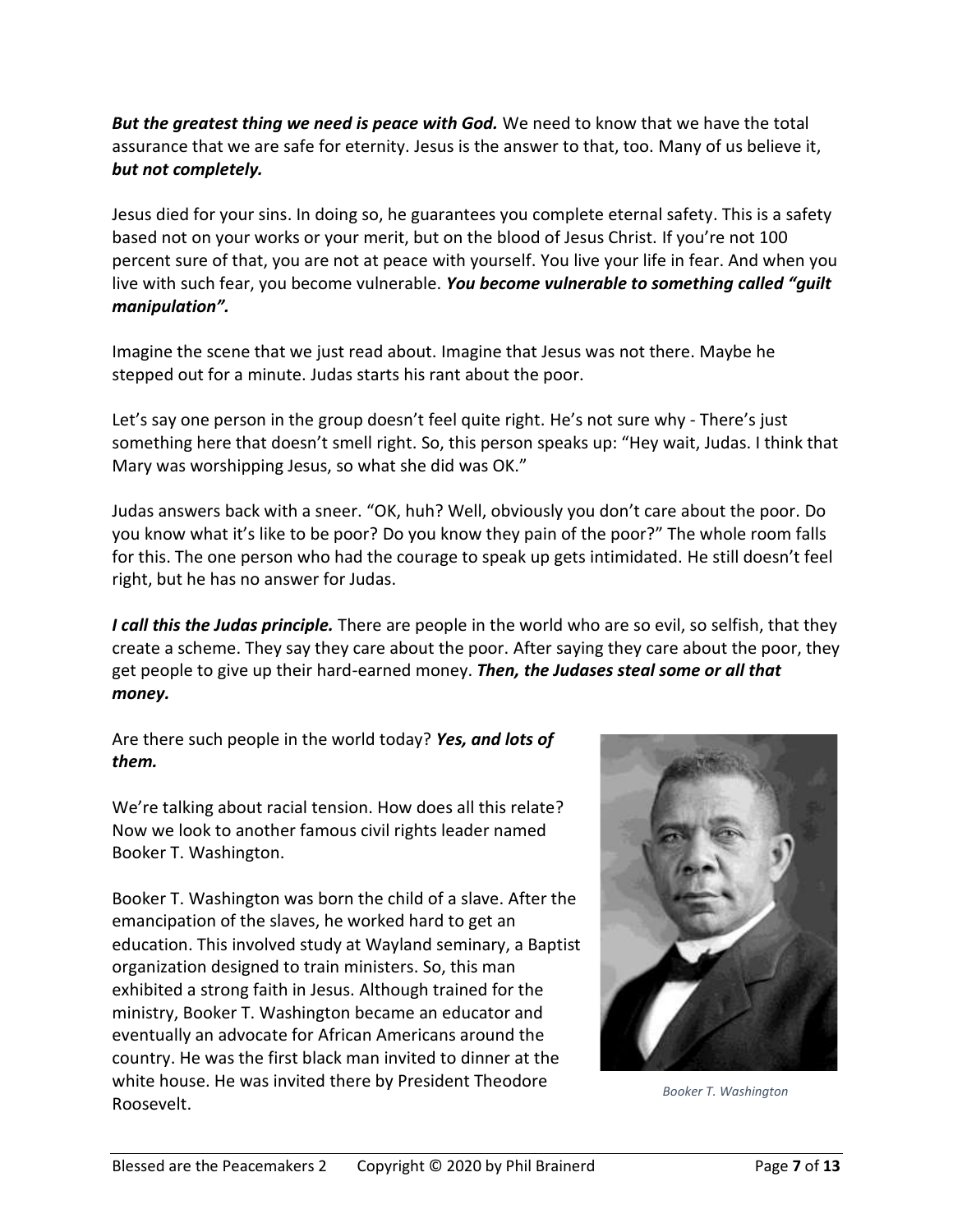***But the greatest thing we need is peace with God.*** We need to know that we have the total assurance that we are safe for eternity. Jesus is the answer to that, too. Many of us believe it, ***but not completely.***

Jesus died for your sins. In doing so, he guarantees you complete eternal safety. This is a safety based not on your works or your merit, but on the blood of Jesus Christ. If you're not 100 percent sure of that, you are not at peace with yourself. You live your life in fear. And when you live with such fear, you become vulnerable. ***You become vulnerable to something called "guilt manipulation".***

Imagine the scene that we just read about. Imagine that Jesus was not there. Maybe he stepped out for a minute. Judas starts his rant about the poor.

Let's say one person in the group doesn't feel quite right. He's not sure why - There's just something here that doesn't smell right. So, this person speaks up: "Hey wait, Judas. I think that Mary was worshipping Jesus, so what she did was OK."

Judas answers back with a sneer. "OK, huh? Well, obviously you don't care about the poor. Do you know what it's like to be poor? Do you know they pain of the poor?" The whole room falls for this. The one person who had the courage to speak up gets intimidated. He still doesn't feel right, but he has no answer for Judas.

***I call this the Judas principle.*** There are people in the world who are so evil, so selfish, that they create a scheme. They say they care about the poor. After saying they care about the poor, they get people to give up their hard-earned money. ***Then, the Judases steal some or all that money.***

Are there such people in the world today? ***Yes, and lots of them.***

We're talking about racial tension. How does all this relate? Now we look to another famous civil rights leader named Booker T. Washington.

Booker T. Washington was born the child of a slave. After the emancipation of the slaves, he worked hard to get an education. This involved study at Wayland seminary, a Baptist organization designed to train ministers. So, this man exhibited a strong faith in Jesus. Although trained for the ministry, Booker T. Washington became an educator and eventually an advocate for African Americans around the country. He was the first black man invited to dinner at the white house. He was invited there by President Theodore Roosevelt.

*Booker T. Washington*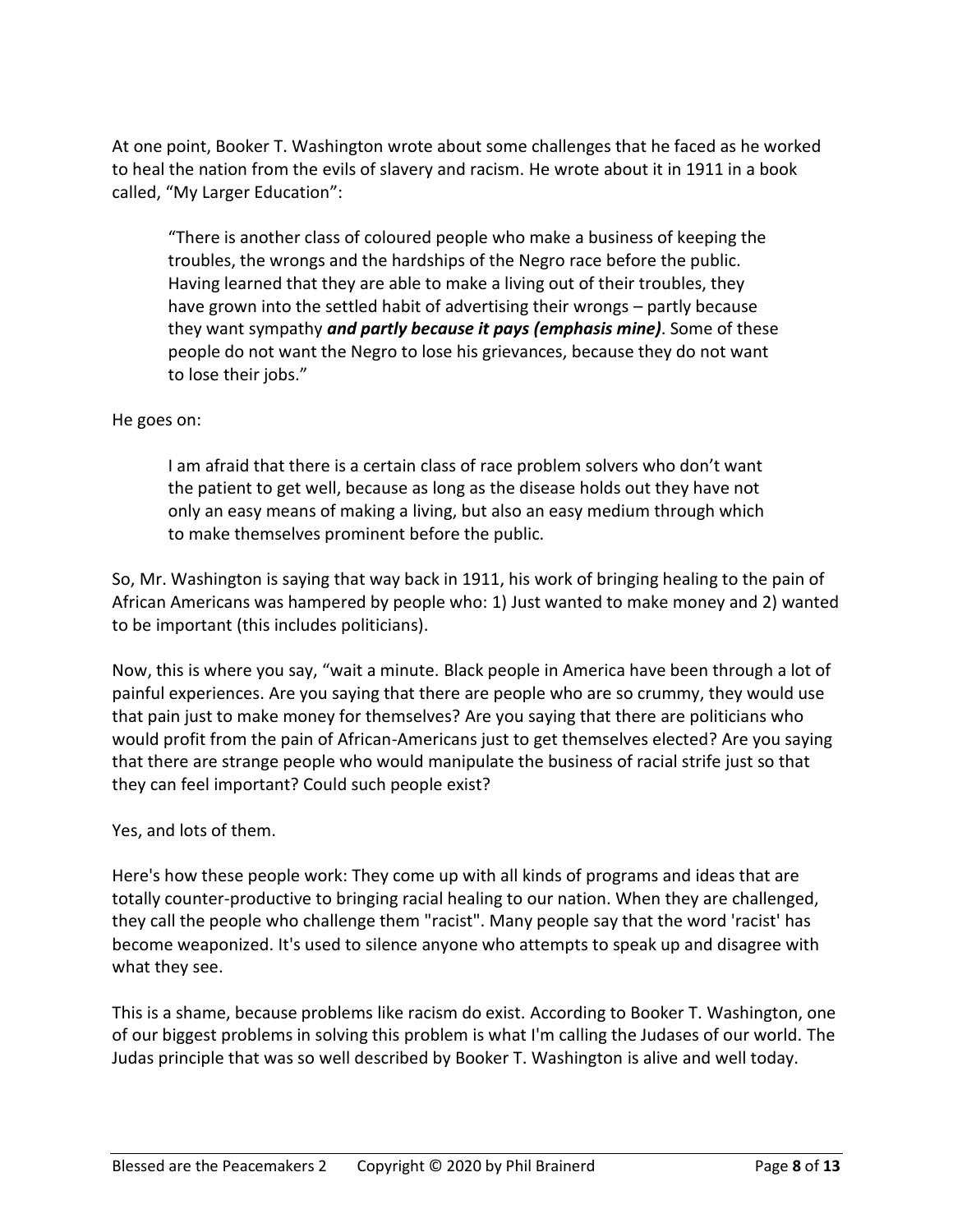At one point, Booker T. Washington wrote about some challenges that he faced as he worked to heal the nation from the evils of slavery and racism. He wrote about it in 1911 in a book called, "My Larger Education":

> "There is another class of coloured people who make a business of keeping the troubles, the wrongs and the hardships of the Negro race before the public. Having learned that they are able to make a living out of their troubles, they have grown into the settled habit of advertising their wrongs – partly because they want sympathy ***and partly because it pays (emphasis mine)***. Some of these people do not want the Negro to lose his grievances, because they do not want to lose their jobs."

He goes on:

> I am afraid that there is a certain class of race problem solvers who don't want the patient to get well, because as long as the disease holds out they have not only an easy means of making a living, but also an easy medium through which to make themselves prominent before the public.

So, Mr. Washington is saying that way back in 1911, his work of bringing healing to the pain of African Americans was hampered by people who: 1) Just wanted to make money and 2) wanted to be important (this includes politicians).

Now, this is where you say, "wait a minute. Black people in America have been through a lot of painful experiences. Are you saying that there are people who are so crummy, they would use that pain just to make money for themselves? Are you saying that there are politicians who would profit from the pain of African-Americans just to get themselves elected? Are you saying that there are strange people who would manipulate the business of racial strife just so that they can feel important? Could such people exist?

Yes, and lots of them.

Here's how these people work: They come up with all kinds of programs and ideas that are totally counter-productive to bringing racial healing to our nation. When they are challenged, they call the people who challenge them "racist". Many people say that the word 'racist' has become weaponized. It's used to silence anyone who attempts to speak up and disagree with what they see.

This is a shame, because problems like racism do exist. According to Booker T. Washington, one of our biggest problems in solving this problem is what I'm calling the Judases of our world. The Judas principle that was so well described by Booker T. Washington is alive and well today.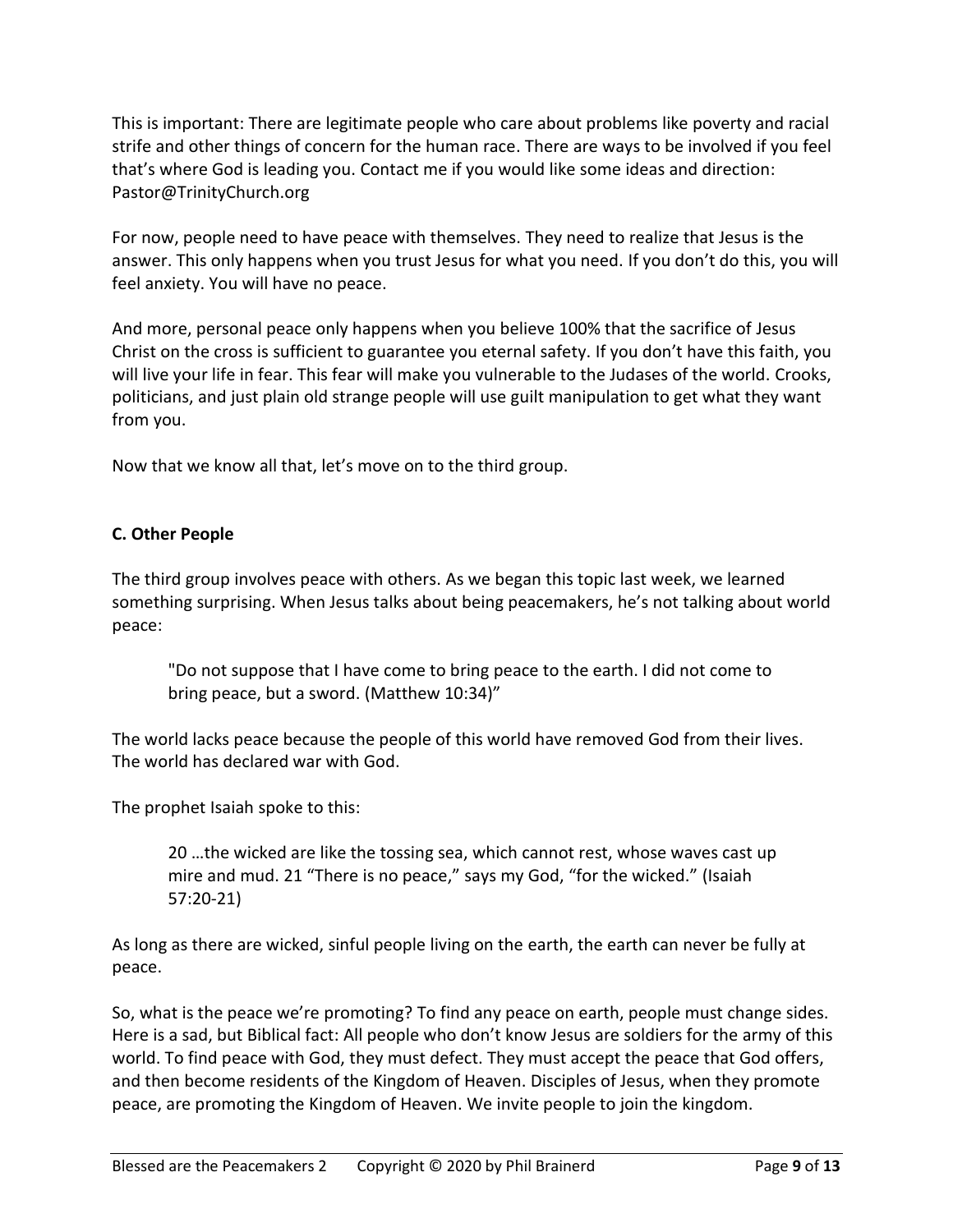This is important: There are legitimate people who care about problems like poverty and racial strife and other things of concern for the human race. There are ways to be involved if you feel that's where God is leading you. Contact me if you would like some ideas and direction: Pastor@TrinityChurch.org

For now, people need to have peace with themselves. They need to realize that Jesus is the answer. This only happens when you trust Jesus for what you need. If you don't do this, you will feel anxiety. You will have no peace.

And more, personal peace only happens when you believe 100% that the sacrifice of Jesus Christ on the cross is sufficient to guarantee you eternal safety. If you don't have this faith, you will live your life in fear. This fear will make you vulnerable to the Judases of the world. Crooks, politicians, and just plain old strange people will use guilt manipulation to get what they want from you.

Now that we know all that, let's move on to the third group.

**C. Other People**

The third group involves peace with others. As we began this topic last week, we learned something surprising. When Jesus talks about being peacemakers, he's not talking about world peace:

> "Do not suppose that I have come to bring peace to the earth. I did not come to bring peace, but a sword. (Matthew 10:34)"

The world lacks peace because the people of this world have removed God from their lives. The world has declared war with God.

The prophet Isaiah spoke to this:

> 20 …the wicked are like the tossing sea, which cannot rest, whose waves cast up mire and mud. 21 "There is no peace," says my God, "for the wicked." (Isaiah 57:20-21)

As long as there are wicked, sinful people living on the earth, the earth can never be fully at peace.

So, what is the peace we're promoting? To find any peace on earth, people must change sides. Here is a sad, but Biblical fact: All people who don't know Jesus are soldiers for the army of this world. To find peace with God, they must defect. They must accept the peace that God offers, and then become residents of the Kingdom of Heaven. Disciples of Jesus, when they promote peace, are promoting the Kingdom of Heaven. We invite people to join the kingdom.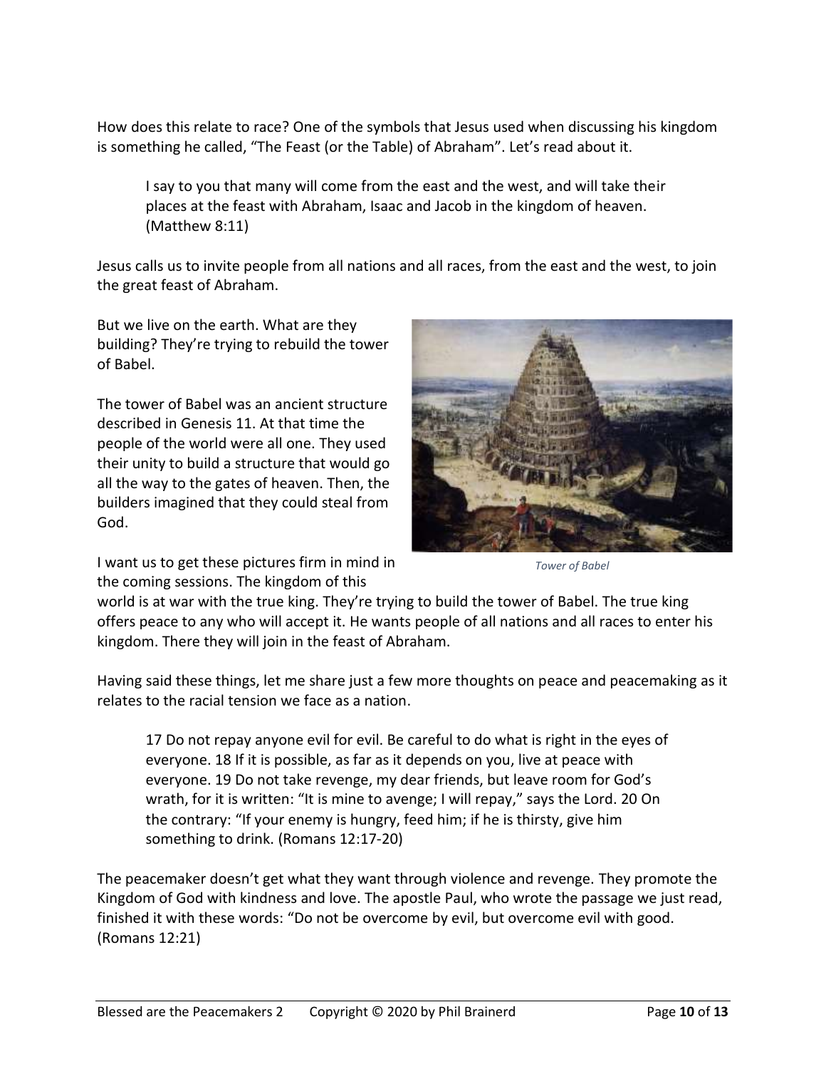How does this relate to race? One of the symbols that Jesus used when discussing his kingdom is something he called, "The Feast (or the Table) of Abraham". Let's read about it.

> I say to you that many will come from the east and the west, and will take their places at the feast with Abraham, Isaac and Jacob in the kingdom of heaven. (Matthew 8:11)

Jesus calls us to invite people from all nations and all races, from the east and the west, to join the great feast of Abraham.

But we live on the earth. What are they building? They're trying to rebuild the tower of Babel.

The tower of Babel was an ancient structure described in Genesis 11. At that time the people of the world were all one. They used their unity to build a structure that would go all the way to the gates of heaven. Then, the builders imagined that they could steal from God.

*Tower of Babel*

I want us to get these pictures firm in mind in the coming sessions. The kingdom of this world is at war with the true king. They're trying to build the tower of Babel. The true king offers peace to any who will accept it. He wants people of all nations and all races to enter his kingdom. There they will join in the feast of Abraham.

Having said these things, let me share just a few more thoughts on peace and peacemaking as it relates to the racial tension we face as a nation.

> 17 Do not repay anyone evil for evil. Be careful to do what is right in the eyes of everyone. 18 If it is possible, as far as it depends on you, live at peace with everyone. 19 Do not take revenge, my dear friends, but leave room for God's wrath, for it is written: "It is mine to avenge; I will repay," says the Lord. 20 On the contrary: "If your enemy is hungry, feed him; if he is thirsty, give him something to drink. (Romans 12:17-20)

The peacemaker doesn't get what they want through violence and revenge. They promote the Kingdom of God with kindness and love. The apostle Paul, who wrote the passage we just read, finished it with these words: "Do not be overcome by evil, but overcome evil with good. (Romans 12:21)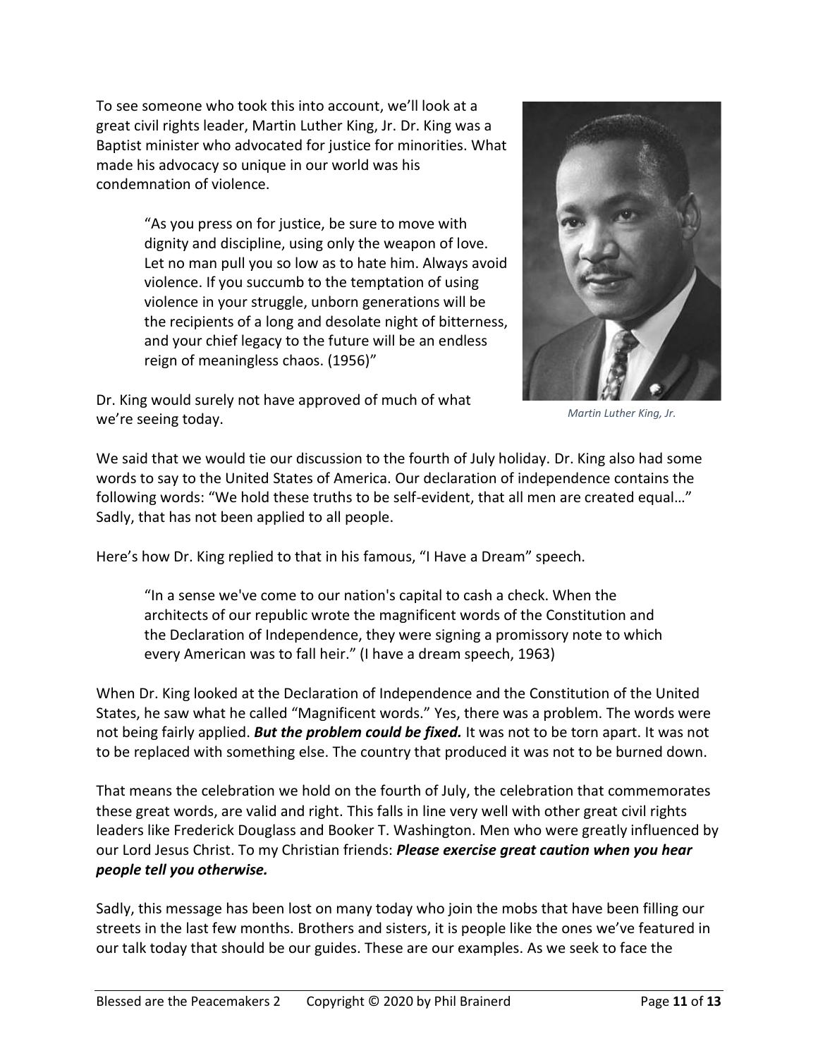To see someone who took this into account, we'll look at a great civil rights leader, Martin Luther King, Jr. Dr. King was a Baptist minister who advocated for justice for minorities. What made his advocacy so unique in our world was his condemnation of violence.

> "As you press on for justice, be sure to move with dignity and discipline, using only the weapon of love. Let no man pull you so low as to hate him. Always avoid violence. If you succumb to the temptation of using violence in your struggle, unborn generations will be the recipients of a long and desolate night of bitterness, and your chief legacy to the future will be an endless reign of meaningless chaos. (1956)"

*Martin Luther King, Jr.*

Dr. King would surely not have approved of much of what we're seeing today.

We said that we would tie our discussion to the fourth of July holiday. Dr. King also had some words to say to the United States of America. Our declaration of independence contains the following words: "We hold these truths to be self-evident, that all men are created equal…" Sadly, that has not been applied to all people.

Here's how Dr. King replied to that in his famous, "I Have a Dream" speech.

> "In a sense we've come to our nation's capital to cash a check. When the architects of our republic wrote the magnificent words of the Constitution and the Declaration of Independence, they were signing a promissory note to which every American was to fall heir." (I have a dream speech, 1963)

When Dr. King looked at the Declaration of Independence and the Constitution of the United States, he saw what he called "Magnificent words." Yes, there was a problem. The words were not being fairly applied. ***But the problem could be fixed.*** It was not to be torn apart. It was not to be replaced with something else. The country that produced it was not to be burned down.

That means the celebration we hold on the fourth of July, the celebration that commemorates these great words, are valid and right. This falls in line very well with other great civil rights leaders like Frederick Douglass and Booker T. Washington. Men who were greatly influenced by our Lord Jesus Christ. To my Christian friends: ***Please exercise great caution when you hear people tell you otherwise.***

Sadly, this message has been lost on many today who join the mobs that have been filling our streets in the last few months. Brothers and sisters, it is people like the ones we've featured in our talk today that should be our guides. These are our examples. As we seek to face the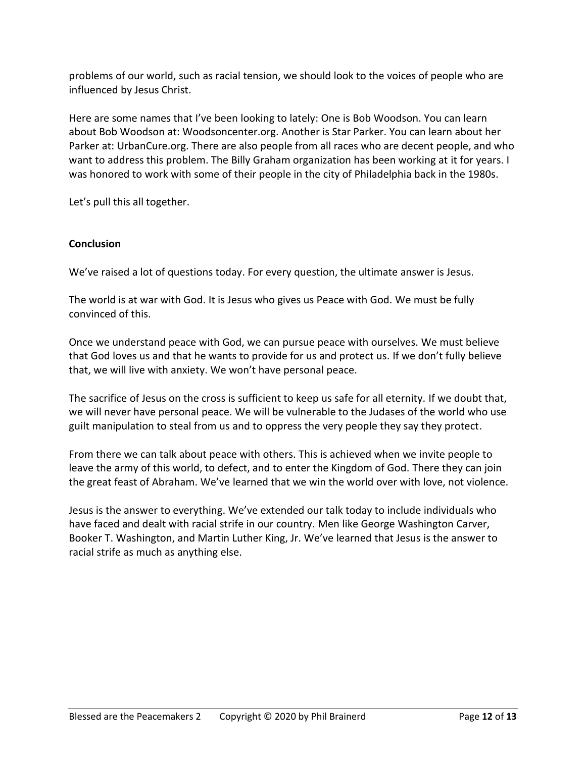problems of our world, such as racial tension, we should look to the voices of people who are influenced by Jesus Christ.

Here are some names that I've been looking to lately: One is Bob Woodson. You can learn about Bob Woodson at: Woodsoncenter.org. Another is Star Parker. You can learn about her Parker at: UrbanCure.org. There are also people from all races who are decent people, and who want to address this problem. The Billy Graham organization has been working at it for years. I was honored to work with some of their people in the city of Philadelphia back in the 1980s.

Let's pull this all together.

**Conclusion**

We've raised a lot of questions today. For every question, the ultimate answer is Jesus.

The world is at war with God. It is Jesus who gives us Peace with God. We must be fully convinced of this.

Once we understand peace with God, we can pursue peace with ourselves. We must believe that God loves us and that he wants to provide for us and protect us. If we don't fully believe that, we will live with anxiety. We won't have personal peace.

The sacrifice of Jesus on the cross is sufficient to keep us safe for all eternity. If we doubt that, we will never have personal peace. We will be vulnerable to the Judases of the world who use guilt manipulation to steal from us and to oppress the very people they say they protect.

From there we can talk about peace with others. This is achieved when we invite people to leave the army of this world, to defect, and to enter the Kingdom of God. There they can join the great feast of Abraham. We've learned that we win the world over with love, not violence.

Jesus is the answer to everything. We've extended our talk today to include individuals who have faced and dealt with racial strife in our country. Men like George Washington Carver, Booker T. Washington, and Martin Luther King, Jr. We've learned that Jesus is the answer to racial strife as much as anything else.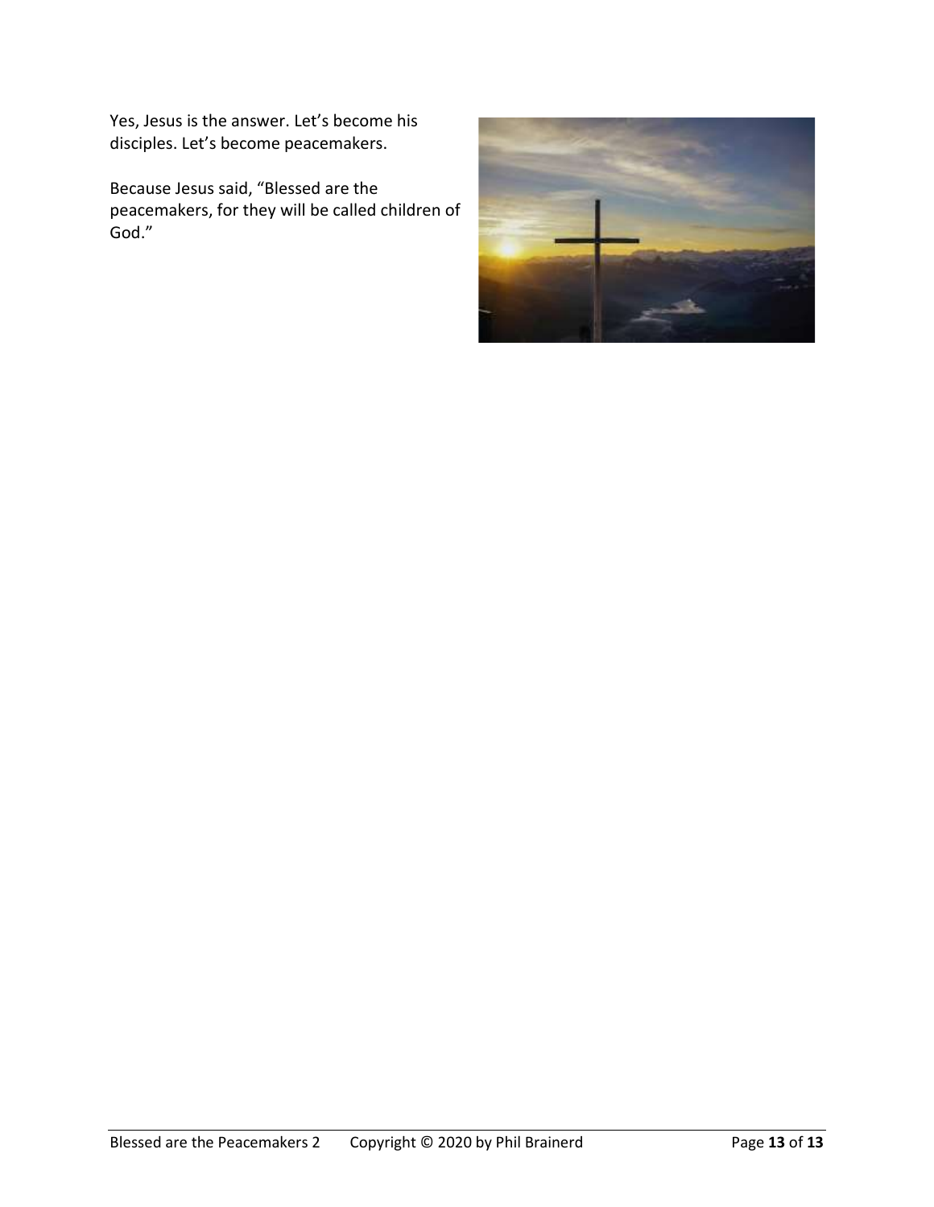Yes, Jesus is the answer. Let's become his disciples. Let's become peacemakers.

Because Jesus said, "Blessed are the peacemakers, for they will be called children of God."